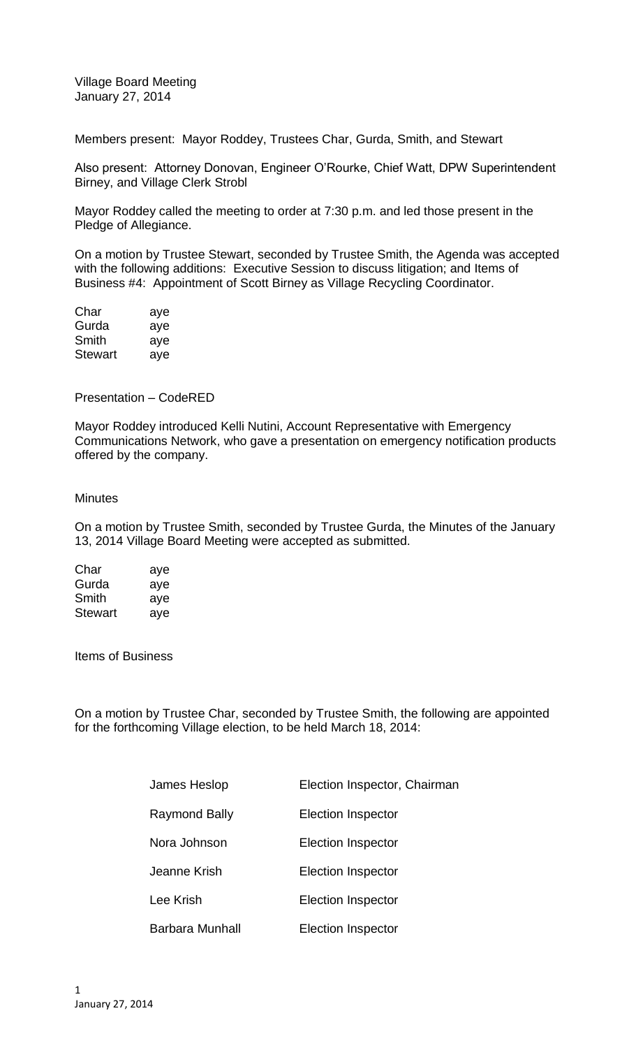Village Board Meeting
January 27, 2014

Members present: Mayor Roddey, Trustees Char, Gurda, Smith, and Stewart

Also present: Attorney Donovan, Engineer O'Rourke, Chief Watt, DPW Superintendent Birney, and Village Clerk Strobl

Mayor Roddey called the meeting to order at 7:30 p.m. and led those present in the Pledge of Allegiance.

On a motion by Trustee Stewart, seconded by Trustee Smith, the Agenda was accepted with the following additions: Executive Session to discuss litigation; and Items of Business #4: Appointment of Scott Birney as Village Recycling Coordinator.

| | |
|---|---|
| Char | aye |
| Gurda | aye |
| Smith | aye |
| Stewart | aye |

Presentation – CodeRED

Mayor Roddey introduced Kelli Nutini, Account Representative with Emergency Communications Network, who gave a presentation on emergency notification products offered by the company.

Minutes

On a motion by Trustee Smith, seconded by Trustee Gurda, the Minutes of the January 13, 2014 Village Board Meeting were accepted as submitted.

| | |
|---|---|
| Char | aye |
| Gurda | aye |
| Smith | aye |
| Stewart | aye |

Items of Business

On a motion by Trustee Char, seconded by Trustee Smith, the following are appointed for the forthcoming Village election, to be held March 18, 2014:

| | |
|---|---|
| James Heslop | Election Inspector, Chairman |
| Raymond Bally | Election Inspector |
| Nora Johnson | Election Inspector |
| Jeanne Krish | Election Inspector |
| Lee Krish | Election Inspector |
| Barbara Munhall | Election Inspector |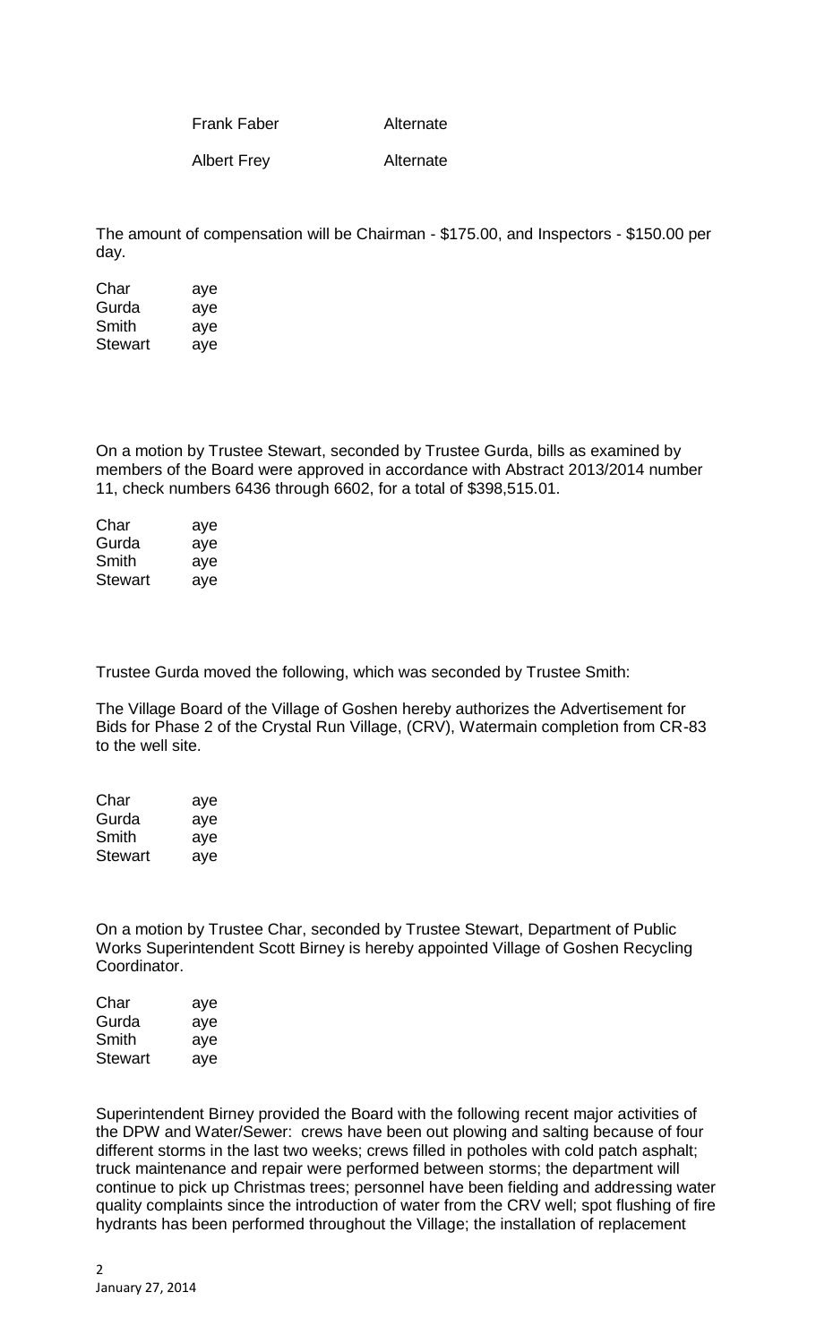| | |
|---|---|
| Frank Faber | Alternate |
| Albert Frey | Alternate |

The amount of compensation will be Chairman - $175.00, and Inspectors - $150.00 per day.

| | |
|---|---|
| Char | aye |
| Gurda | aye |
| Smith | aye |
| Stewart | aye |

On a motion by Trustee Stewart, seconded by Trustee Gurda, bills as examined by members of the Board were approved in accordance with Abstract 2013/2014 number 11, check numbers 6436 through 6602, for a total of $398,515.01.

| | |
|---|---|
| Char | aye |
| Gurda | aye |
| Smith | aye |
| Stewart | aye |

Trustee Gurda moved the following, which was seconded by Trustee Smith:

The Village Board of the Village of Goshen hereby authorizes the Advertisement for Bids for Phase 2 of the Crystal Run Village, (CRV), Watermain completion from CR-83 to the well site.

| | |
|---|---|
| Char | aye |
| Gurda | aye |
| Smith | aye |
| Stewart | aye |

On a motion by Trustee Char, seconded by Trustee Stewart, Department of Public Works Superintendent Scott Birney is hereby appointed Village of Goshen Recycling Coordinator.

| | |
|---|---|
| Char | aye |
| Gurda | aye |
| Smith | aye |
| Stewart | aye |

Superintendent Birney provided the Board with the following recent major activities of the DPW and Water/Sewer: crews have been out plowing and salting because of four different storms in the last two weeks; crews filled in potholes with cold patch asphalt; truck maintenance and repair were performed between storms; the department will continue to pick up Christmas trees; personnel have been fielding and addressing water quality complaints since the introduction of water from the CRV well; spot flushing of fire hydrants has been performed throughout the Village; the installation of replacement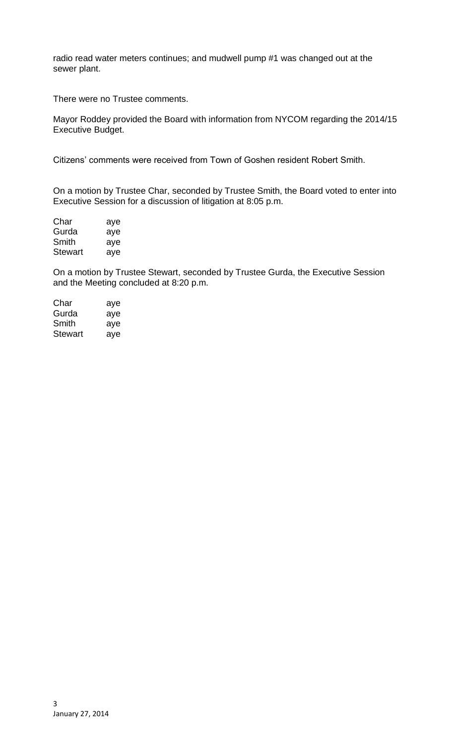radio read water meters continues; and mudwell pump #1 was changed out at the sewer plant.

There were no Trustee comments.

Mayor Roddey provided the Board with information from NYCOM regarding the 2014/15 Executive Budget.

Citizens' comments were received from Town of Goshen resident Robert Smith.

On a motion by Trustee Char, seconded by Trustee Smith, the Board voted to enter into Executive Session for a discussion of litigation at 8:05 p.m.

| | |
|---|---|
| Char | aye |
| Gurda | aye |
| Smith | aye |
| Stewart | aye |

On a motion by Trustee Stewart, seconded by Trustee Gurda, the Executive Session and the Meeting concluded at 8:20 p.m.

| | |
|---|---|
| Char | aye |
| Gurda | aye |
| Smith | aye |
| Stewart | aye |